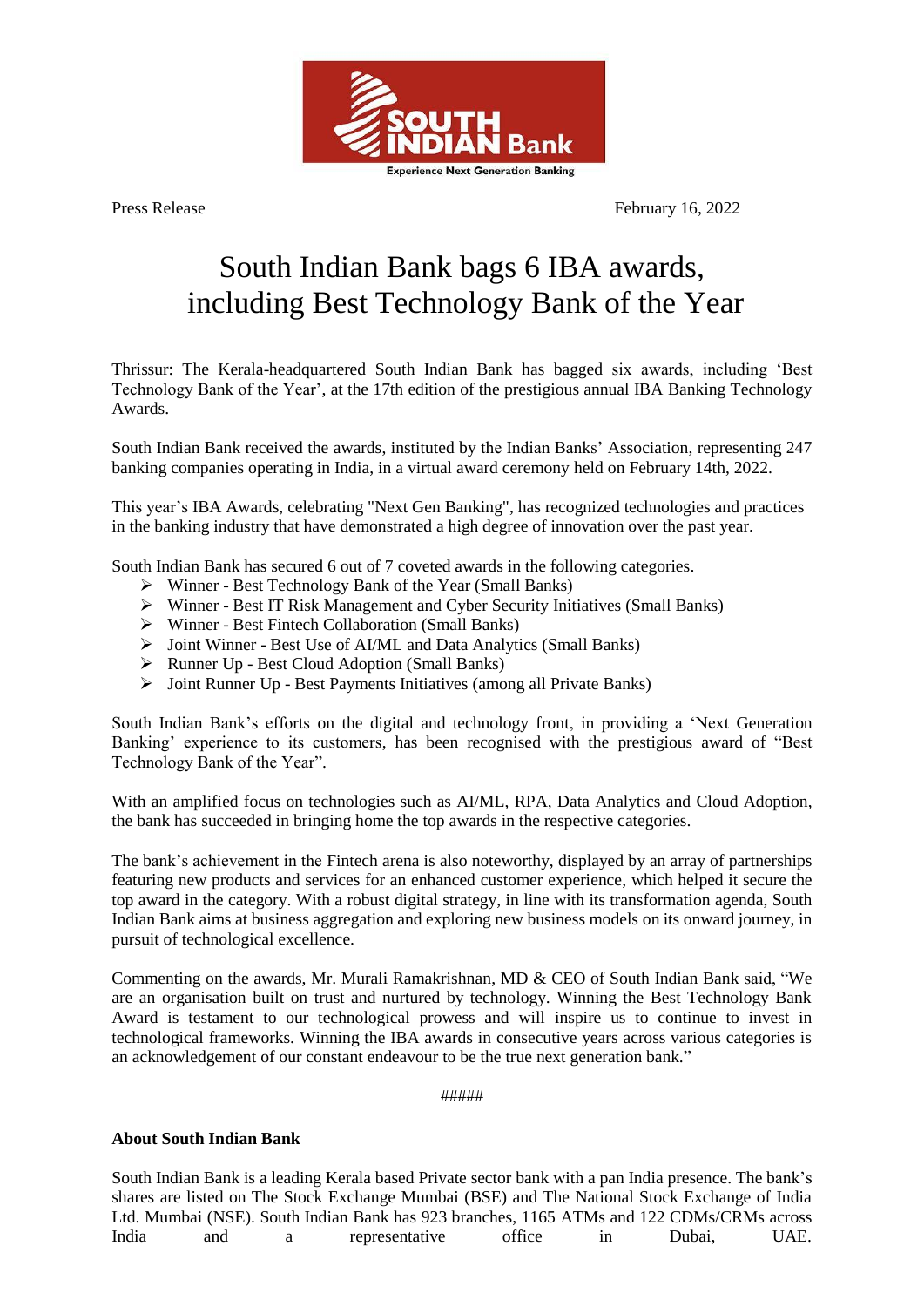Press Release February 16, 2022

# South Indian Bank bags 6 IBA awards, including Best Technology Bank of the Year

Thrissur: The Kerala-headquartered South Indian Bank has bagged six awards, including 'Best Technology Bank of the Year', at the 17th edition of the prestigious annual IBA Banking Technology Awards.

South Indian Bank received the awards, instituted by the Indian Banks' Association, representing 247 banking companies operating in India, in a virtual award ceremony held on February 14th, 2022.

This year's IBA Awards, celebrating "Next Gen Banking", has recognized technologies and practices in the banking industry that have demonstrated a high degree of innovation over the past year.

South Indian Bank has secured 6 out of 7 coveted awards in the following categories.

- Winner - Best Technology Bank of the Year (Small Banks)
- Winner - Best IT Risk Management and Cyber Security Initiatives (Small Banks)
- Winner - Best Fintech Collaboration (Small Banks)
- Joint Winner - Best Use of AI/ML and Data Analytics (Small Banks)
- Runner Up - Best Cloud Adoption (Small Banks)
- Joint Runner Up - Best Payments Initiatives (among all Private Banks)

South Indian Bank's efforts on the digital and technology front, in providing a 'Next Generation Banking' experience to its customers, has been recognised with the prestigious award of "Best Technology Bank of the Year".

With an amplified focus on technologies such as AI/ML, RPA, Data Analytics and Cloud Adoption, the bank has succeeded in bringing home the top awards in the respective categories.

The bank's achievement in the Fintech arena is also noteworthy, displayed by an array of partnerships featuring new products and services for an enhanced customer experience, which helped it secure the top award in the category. With a robust digital strategy, in line with its transformation agenda, South Indian Bank aims at business aggregation and exploring new business models on its onward journey, in pursuit of technological excellence.

Commenting on the awards, Mr. Murali Ramakrishnan, MD & CEO of South Indian Bank said, "We are an organisation built on trust and nurtured by technology. Winning the Best Technology Bank Award is testament to our technological prowess and will inspire us to continue to invest in technological frameworks. Winning the IBA awards in consecutive years across various categories is an acknowledgement of our constant endeavour to be the true next generation bank."

#####

**About South Indian Bank**

South Indian Bank is a leading Kerala based Private sector bank with a pan India presence. The bank's shares are listed on The Stock Exchange Mumbai (BSE) and The National Stock Exchange of India Ltd. Mumbai (NSE). South Indian Bank has 923 branches, 1165 ATMs and 122 CDMs/CRMs across India and a representative office in Dubai, UAE.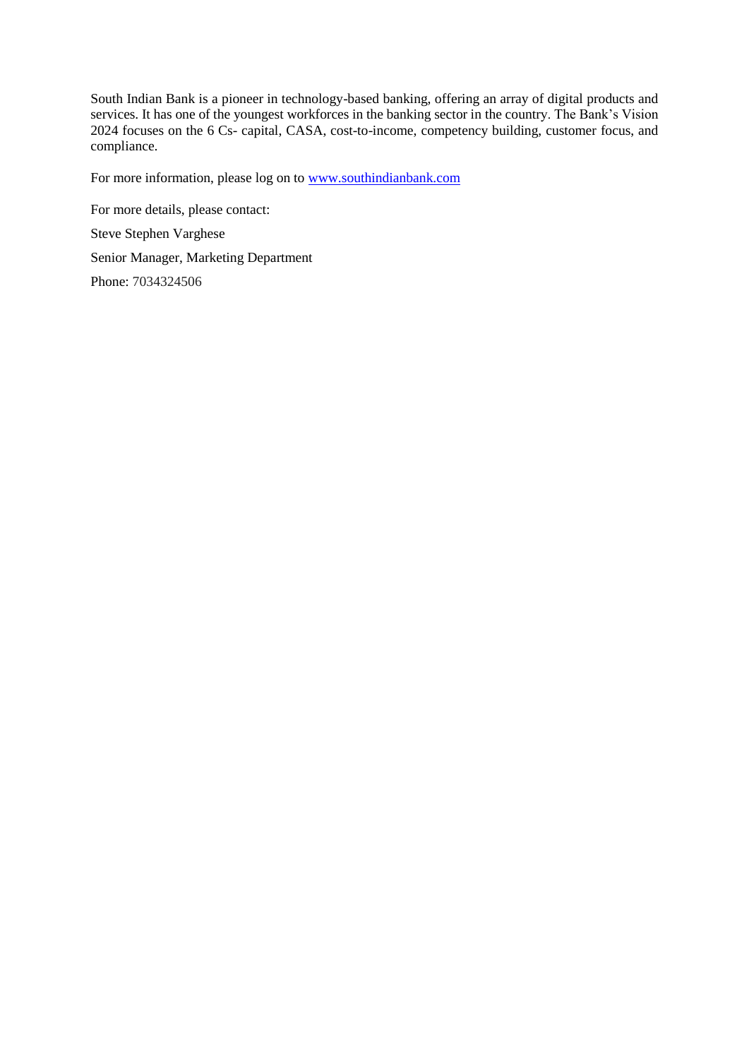South Indian Bank is a pioneer in technology-based banking, offering an array of digital products and services. It has one of the youngest workforces in the banking sector in the country. The Bank's Vision 2024 focuses on the 6 Cs- capital, CASA, cost-to-income, competency building, customer focus, and compliance.

For more information, please log on to [www.southindianbank.com](http://www.southindianbank.com)

For more details, please contact:

Steve Stephen Varghese

Senior Manager, Marketing Department

Phone: 7034324506